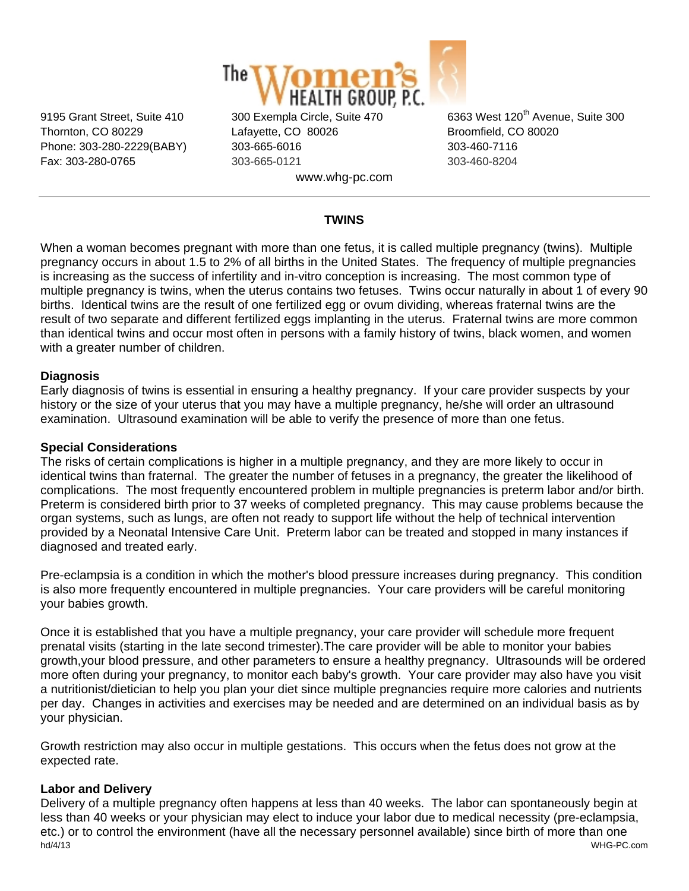The Women's HEALTH GROUP, P.C.

9195 Grant Street, Suite 410
Thornton, CO 80229
Phone: 303-280-2229(BABY)
Fax: 303-280-0765

300 Exempla Circle, Suite 470
Lafayette, CO 80026
303-665-6016
303-665-0121

6363 West 120th Avenue, Suite 300
Broomfield, CO 80020
303-460-7116
303-460-8204

www.whg-pc.com

---

# TWINS

When a woman becomes pregnant with more than one fetus, it is called multiple pregnancy (twins). Multiple pregnancy occurs in about 1.5 to 2% of all births in the United States. The frequency of multiple pregnancies is increasing as the success of infertility and in-vitro conception is increasing. The most common type of multiple pregnancy is twins, when the uterus contains two fetuses. Twins occur naturally in about 1 of every 90 births. Identical twins are the result of one fertilized egg or ovum dividing, whereas fraternal twins are the result of two separate and different fertilized eggs implanting in the uterus. Fraternal twins are more common than identical twins and occur most often in persons with a family history of twins, black women, and women with a greater number of children.

## Diagnosis

Early diagnosis of twins is essential in ensuring a healthy pregnancy. If your care provider suspects by your history or the size of your uterus that you may have a multiple pregnancy, he/she will order an ultrasound examination. Ultrasound examination will be able to verify the presence of more than one fetus.

## Special Considerations

The risks of certain complications is higher in a multiple pregnancy, and they are more likely to occur in identical twins than fraternal. The greater the number of fetuses in a pregnancy, the greater the likelihood of complications. The most frequently encountered problem in multiple pregnancies is preterm labor and/or birth. Preterm is considered birth prior to 37 weeks of completed pregnancy. This may cause problems because the organ systems, such as lungs, are often not ready to support life without the help of technical intervention provided by a Neonatal Intensive Care Unit. Preterm labor can be treated and stopped in many instances if diagnosed and treated early.

Pre-eclampsia is a condition in which the mother's blood pressure increases during pregnancy. This condition is also more frequently encountered in multiple pregnancies. Your care providers will be careful monitoring your babies growth.

Once it is established that you have a multiple pregnancy, your care provider will schedule more frequent prenatal visits (starting in the late second trimester).The care provider will be able to monitor your babies growth,your blood pressure, and other parameters to ensure a healthy pregnancy. Ultrasounds will be ordered more often during your pregnancy, to monitor each baby's growth. Your care provider may also have you visit a nutritionist/dietician to help you plan your diet since multiple pregnancies require more calories and nutrients per day. Changes in activities and exercises may be needed and are determined on an individual basis as by your physician.

Growth restriction may also occur in multiple gestations. This occurs when the fetus does not grow at the expected rate.

## Labor and Delivery

Delivery of a multiple pregnancy often happens at less than 40 weeks. The labor can spontaneously begin at less than 40 weeks or your physician may elect to induce your labor due to medical necessity (pre-eclampsia, etc.) or to control the environment (have all the necessary personnel available) since birth of more than one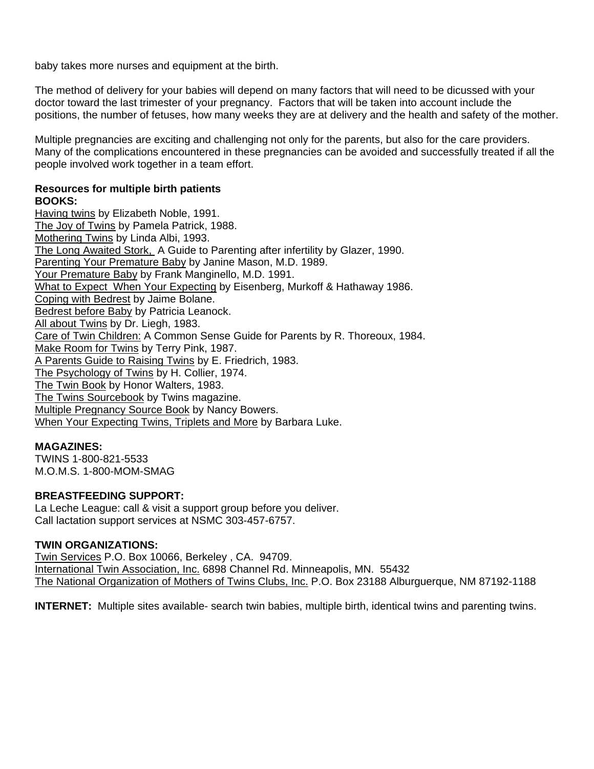baby takes more nurses and equipment at the birth.

The method of delivery for your babies will depend on many factors that will need to be dicussed with your doctor toward the last trimester of your pregnancy. Factors that will be taken into account include the positions, the number of fetuses, how many weeks they are at delivery and the health and safety of the mother.

Multiple pregnancies are exciting and challenging not only for the parents, but also for the care providers. Many of the complications encountered in these pregnancies can be avoided and successfully treated if all the people involved work together in a team effort.

**Resources for multiple birth patients**

**BOOKS:**

Having twins by Elizabeth Noble, 1991.
The Joy of Twins by Pamela Patrick, 1988.
Mothering Twins by Linda Albi, 1993.
The Long Awaited Stork, A Guide to Parenting after infertility by Glazer, 1990.
Parenting Your Premature Baby by Janine Mason, M.D. 1989.
Your Premature Baby by Frank Manginello, M.D. 1991.
What to Expect When Your Expecting by Eisenberg, Murkoff & Hathaway 1986.
Coping with Bedrest by Jaime Bolane.
Bedrest before Baby by Patricia Leanock.
All about Twins by Dr. Liegh, 1983.
Care of Twin Children: A Common Sense Guide for Parents by R. Thoreoux, 1984.
Make Room for Twins by Terry Pink, 1987.
A Parents Guide to Raising Twins by E. Friedrich, 1983.
The Psychology of Twins by H. Collier, 1974.
The Twin Book by Honor Walters, 1983.
The Twins Sourcebook by Twins magazine.
Multiple Pregnancy Source Book by Nancy Bowers.
When Your Expecting Twins, Triplets and More by Barbara Luke.

**MAGAZINES:**

TWINS 1-800-821-5533
M.O.M.S. 1-800-MOM-SMAG

**BREASTFEEDING SUPPORT:**

La Leche League: call & visit a support group before you deliver.
Call lactation support services at NSMC 303-457-6757.

**TWIN ORGANIZATIONS:**

Twin Services P.O. Box 10066, Berkeley , CA. 94709.
International Twin Association, Inc. 6898 Channel Rd. Minneapolis, MN. 55432
The National Organization of Mothers of Twins Clubs, Inc. P.O. Box 23188 Alburguerque, NM 87192-1188

**INTERNET:** Multiple sites available- search twin babies, multiple birth, identical twins and parenting twins.